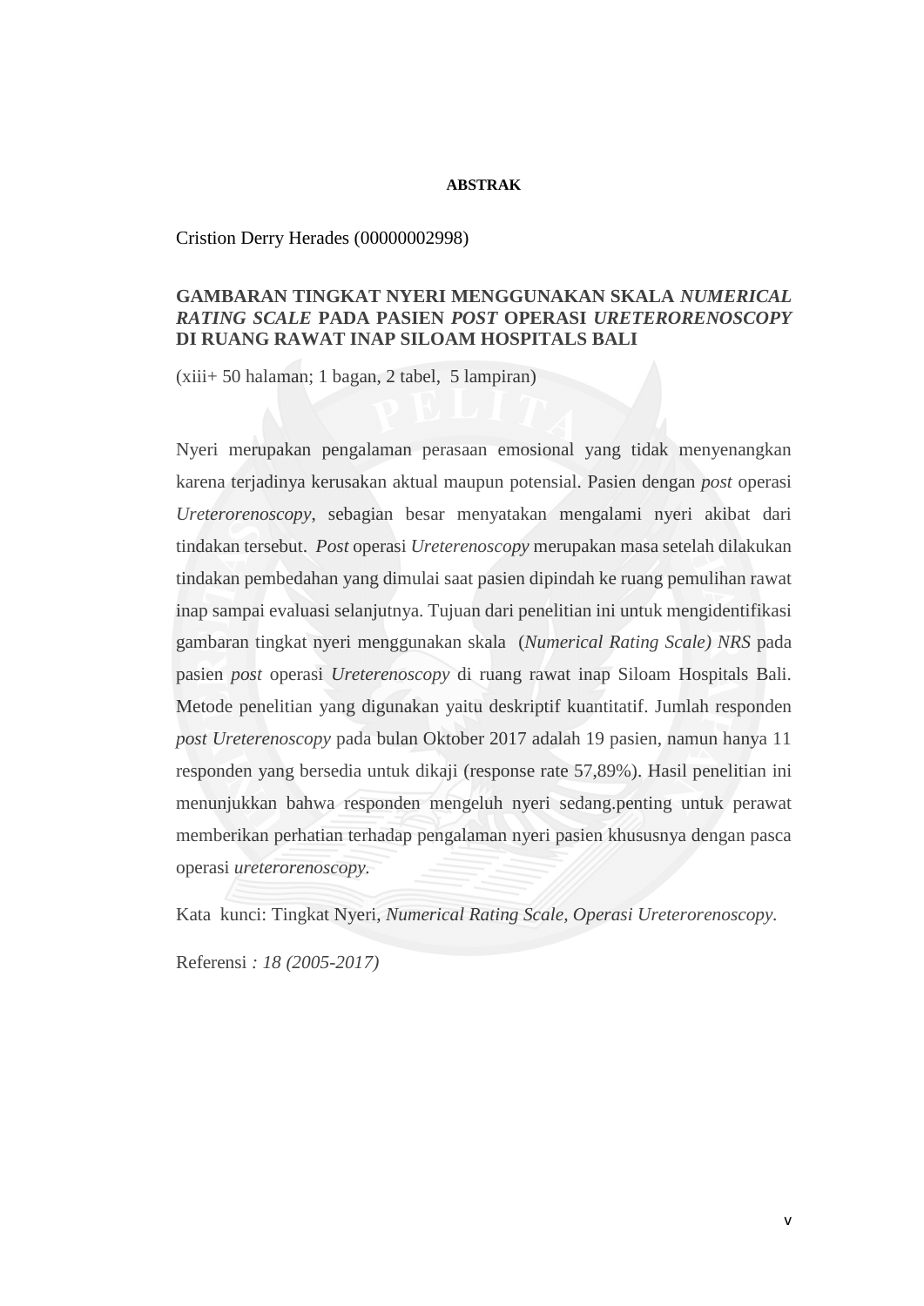# ABSTRAK

Cristion Derry Herades (00000002998)

**GAMBARAN TINGKAT NYERI MENGGUNAKAN SKALA *NUMERICAL RATING SCALE* PADA PASIEN *POST* OPERASI *URETERORENOSCOPY* DI RUANG RAWAT INAP SILOAM HOSPITALS BALI**

(xiii+ 50 halaman; 1 bagan, 2 tabel, 5 lampiran)

Nyeri merupakan pengalaman perasaan emosional yang tidak menyenangkan karena terjadinya kerusakan aktual maupun potensial. Pasien dengan *post* operasi *Ureterorenoscopy*, sebagian besar menyatakan mengalami nyeri akibat dari tindakan tersebut. *Post* operasi *Ureterenoscopy* merupakan masa setelah dilakukan tindakan pembedahan yang dimulai saat pasien dipindah ke ruang pemulihan rawat inap sampai evaluasi selanjutnya. Tujuan dari penelitian ini untuk mengidentifikasi gambaran tingkat nyeri menggunakan skala (*Numerical Rating Scale) NRS* pada pasien *post* operasi *Ureterenoscopy* di ruang rawat inap Siloam Hospitals Bali. Metode penelitian yang digunakan yaitu deskriptif kuantitatif. Jumlah responden *post Ureterenoscopy* pada bulan Oktober 2017 adalah 19 pasien, namun hanya 11 responden yang bersedia untuk dikaji (response rate 57,89%). Hasil penelitian ini menunjukkan bahwa responden mengeluh nyeri sedang.penting untuk perawat memberikan perhatian terhadap pengalaman nyeri pasien khususnya dengan pasca operasi *ureterorenoscopy.*

Kata kunci: Tingkat Nyeri, *Numerical Rating Scale, Operasi Ureterorenoscopy.*

Referensi *: 18 (2005-2017)*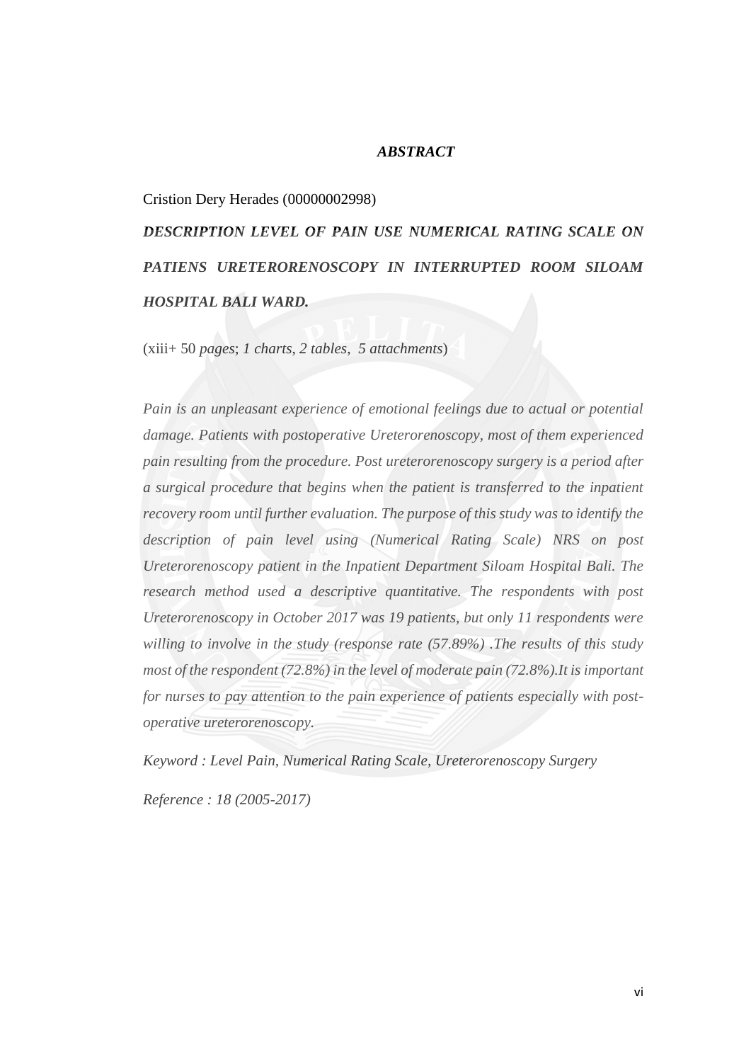# *ABSTRACT*

Cristion Dery Herades (00000002998)

***DESCRIPTION LEVEL OF PAIN USE NUMERICAL RATING SCALE ON PATIENS URETERORENOSCOPY IN INTERRUPTED ROOM SILOAM HOSPITAL BALI WARD.***

(xiii+ 50 *pages*; *1 charts*, *2 tables*, *5 attachments*)

*Pain is an unpleasant experience of emotional feelings due to actual or potential damage. Patients with postoperative Ureterorenoscopy, most of them experienced pain resulting from the procedure. Post ureterorenoscopy surgery is a period after a surgical procedure that begins when the patient is transferred to the inpatient recovery room until further evaluation. The purpose of this study was to identify the description of pain level using (Numerical Rating Scale) NRS on post Ureterorenoscopy patient in the Inpatient Department Siloam Hospital Bali. The research method used a descriptive quantitative. The respondents with post Ureterorenoscopy in October 2017 was 19 patients, but only 11 respondents were willing to involve in the study (response rate (57.89%) .The results of this study most of the respondent (72.8%) in the level of moderate pain (72.8%).It is important for nurses to pay attention to the pain experience of patients especially with post-operative ureterorenoscopy.*

*Keyword : Level Pain, Numerical Rating Scale, Ureterorenoscopy Surgery*

*Reference : 18 (2005-2017)*